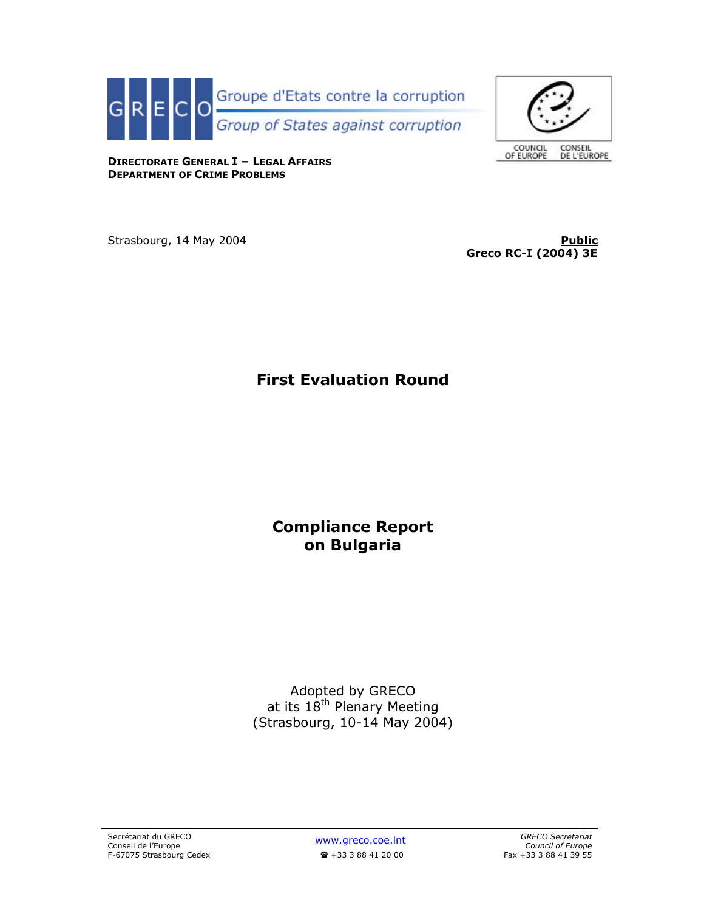Groupe d'Etats contre la corruption

Group of States against corruption

COUNCIL OF EUROPE CONSEIL DE L'EUROPE

**DIRECTORATE GENERAL I – LEGAL AFFAIRS**
**DEPARTMENT OF CRIME PROBLEMS**

Strasbourg, 14 May 2004

**Public**
**Greco RC-I (2004) 3E**

# First Evaluation Round

# Compliance Report on Bulgaria

Adopted by GRECO
at its 18th Plenary Meeting
(Strasbourg, 10-14 May 2004)

Secrétariat du GRECO
Conseil de l'Europe
F-67075 Strasbourg Cedex

www.greco.coe.int
☎ +33 3 88 41 20 00

*GRECO Secretariat*
*Council of Europe*
Fax +33 3 88 41 39 55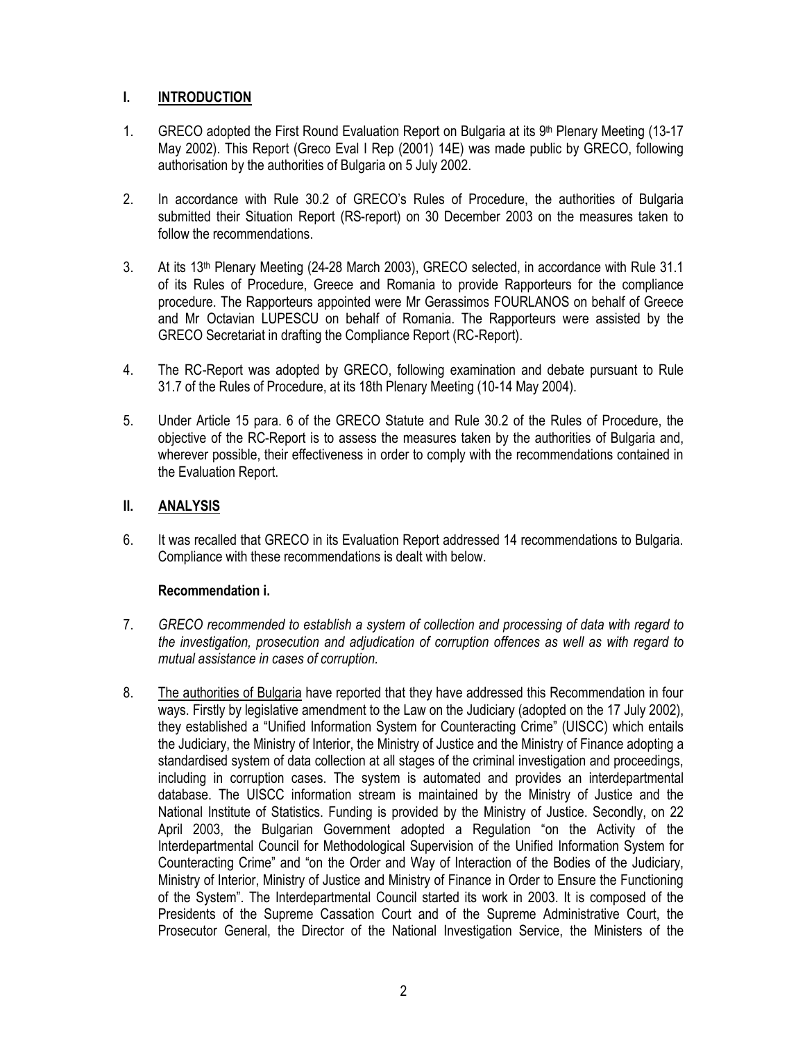## I. INTRODUCTION

1. GRECO adopted the First Round Evaluation Report on Bulgaria at its 9th Plenary Meeting (13-17 May 2002). This Report (Greco Eval I Rep (2001) 14E) was made public by GRECO, following authorisation by the authorities of Bulgaria on 5 July 2002.

2. In accordance with Rule 30.2 of GRECO's Rules of Procedure, the authorities of Bulgaria submitted their Situation Report (RS-report) on 30 December 2003 on the measures taken to follow the recommendations.

3. At its 13th Plenary Meeting (24-28 March 2003), GRECO selected, in accordance with Rule 31.1 of its Rules of Procedure, Greece and Romania to provide Rapporteurs for the compliance procedure. The Rapporteurs appointed were Mr Gerassimos FOURLANOS on behalf of Greece and Mr Octavian LUPESCU on behalf of Romania. The Rapporteurs were assisted by the GRECO Secretariat in drafting the Compliance Report (RC-Report).

4. The RC-Report was adopted by GRECO, following examination and debate pursuant to Rule 31.7 of the Rules of Procedure, at its 18th Plenary Meeting (10-14 May 2004).

5. Under Article 15 para. 6 of the GRECO Statute and Rule 30.2 of the Rules of Procedure, the objective of the RC-Report is to assess the measures taken by the authorities of Bulgaria and, wherever possible, their effectiveness in order to comply with the recommendations contained in the Evaluation Report.

## II. ANALYSIS

6. It was recalled that GRECO in its Evaluation Report addressed 14 recommendations to Bulgaria. Compliance with these recommendations is dealt with below.

### Recommendation i.

7. *GRECO recommended to establish a system of collection and processing of data with regard to the investigation, prosecution and adjudication of corruption offences as well as with regard to mutual assistance in cases of corruption.*

8. The authorities of Bulgaria have reported that they have addressed this Recommendation in four ways. Firstly by legislative amendment to the Law on the Judiciary (adopted on the 17 July 2002), they established a "Unified Information System for Counteracting Crime" (UISCC) which entails the Judiciary, the Ministry of Interior, the Ministry of Justice and the Ministry of Finance adopting a standardised system of data collection at all stages of the criminal investigation and proceedings, including in corruption cases. The system is automated and provides an interdepartmental database. The UISCC information stream is maintained by the Ministry of Justice and the National Institute of Statistics. Funding is provided by the Ministry of Justice. Secondly, on 22 April 2003, the Bulgarian Government adopted a Regulation "on the Activity of the Interdepartmental Council for Methodological Supervision of the Unified Information System for Counteracting Crime" and "on the Order and Way of Interaction of the Bodies of the Judiciary, Ministry of Interior, Ministry of Justice and Ministry of Finance in Order to Ensure the Functioning of the System". The Interdepartmental Council started its work in 2003. It is composed of the Presidents of the Supreme Cassation Court and of the Supreme Administrative Court, the Prosecutor General, the Director of the National Investigation Service, the Ministers of the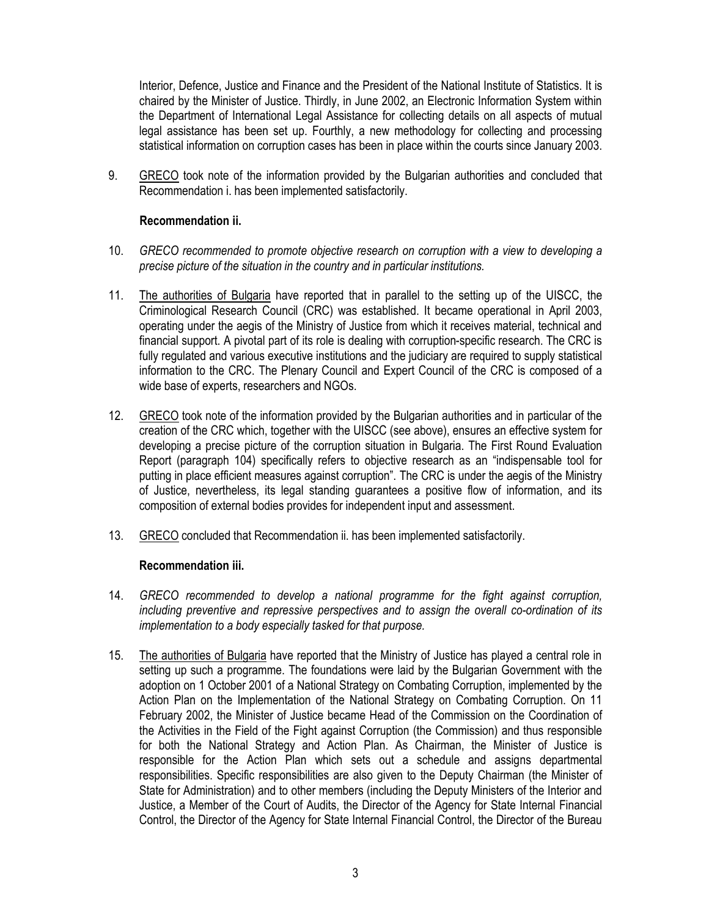Interior, Defence, Justice and Finance and the President of the National Institute of Statistics. It is chaired by the Minister of Justice. Thirdly, in June 2002, an Electronic Information System within the Department of International Legal Assistance for collecting details on all aspects of mutual legal assistance has been set up. Fourthly, a new methodology for collecting and processing statistical information on corruption cases has been in place within the courts since January 2003.

9. GRECO took note of the information provided by the Bulgarian authorities and concluded that Recommendation i. has been implemented satisfactorily.

**Recommendation ii.**

10. *GRECO recommended to promote objective research on corruption with a view to developing a precise picture of the situation in the country and in particular institutions.*

11. The authorities of Bulgaria have reported that in parallel to the setting up of the UISCC, the Criminological Research Council (CRC) was established. It became operational in April 2003, operating under the aegis of the Ministry of Justice from which it receives material, technical and financial support. A pivotal part of its role is dealing with corruption-specific research. The CRC is fully regulated and various executive institutions and the judiciary are required to supply statistical information to the CRC. The Plenary Council and Expert Council of the CRC is composed of a wide base of experts, researchers and NGOs.

12. GRECO took note of the information provided by the Bulgarian authorities and in particular of the creation of the CRC which, together with the UISCC (see above), ensures an effective system for developing a precise picture of the corruption situation in Bulgaria. The First Round Evaluation Report (paragraph 104) specifically refers to objective research as an "indispensable tool for putting in place efficient measures against corruption". The CRC is under the aegis of the Ministry of Justice, nevertheless, its legal standing guarantees a positive flow of information, and its composition of external bodies provides for independent input and assessment.

13. GRECO concluded that Recommendation ii. has been implemented satisfactorily.

**Recommendation iii.**

14. *GRECO recommended to develop a national programme for the fight against corruption, including preventive and repressive perspectives and to assign the overall co-ordination of its implementation to a body especially tasked for that purpose.*

15. The authorities of Bulgaria have reported that the Ministry of Justice has played a central role in setting up such a programme. The foundations were laid by the Bulgarian Government with the adoption on 1 October 2001 of a National Strategy on Combating Corruption, implemented by the Action Plan on the Implementation of the National Strategy on Combating Corruption. On 11 February 2002, the Minister of Justice became Head of the Commission on the Coordination of the Activities in the Field of the Fight against Corruption (the Commission) and thus responsible for both the National Strategy and Action Plan. As Chairman, the Minister of Justice is responsible for the Action Plan which sets out a schedule and assigns departmental responsibilities. Specific responsibilities are also given to the Deputy Chairman (the Minister of State for Administration) and to other members (including the Deputy Ministers of the Interior and Justice, a Member of the Court of Audits, the Director of the Agency for State Internal Financial Control, the Director of the Agency for State Internal Financial Control, the Director of the Bureau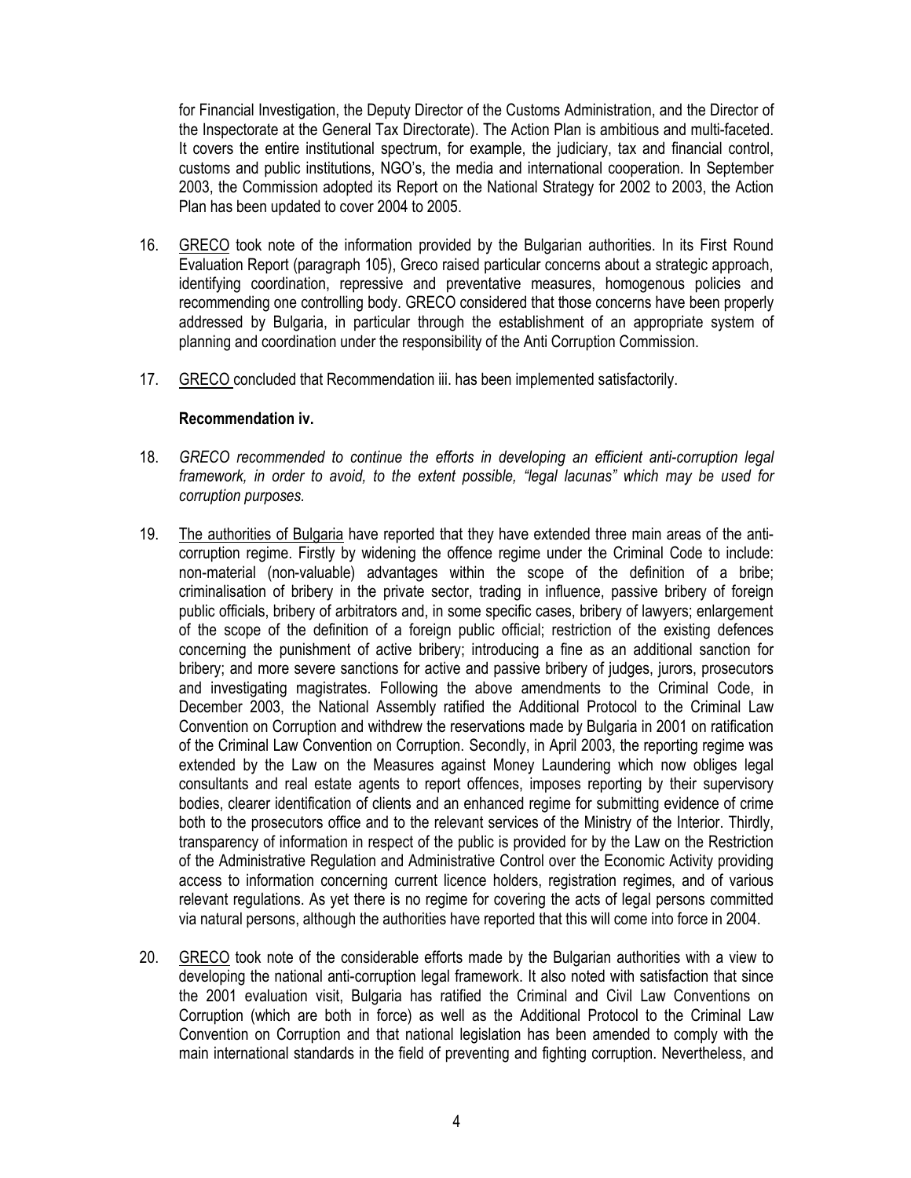for Financial Investigation, the Deputy Director of the Customs Administration, and the Director of the Inspectorate at the General Tax Directorate). The Action Plan is ambitious and multi-faceted. It covers the entire institutional spectrum, for example, the judiciary, tax and financial control, customs and public institutions, NGO's, the media and international cooperation. In September 2003, the Commission adopted its Report on the National Strategy for 2002 to 2003, the Action Plan has been updated to cover 2004 to 2005.

16. GRECO took note of the information provided by the Bulgarian authorities. In its First Round Evaluation Report (paragraph 105), Greco raised particular concerns about a strategic approach, identifying coordination, repressive and preventative measures, homogenous policies and recommending one controlling body. GRECO considered that those concerns have been properly addressed by Bulgaria, in particular through the establishment of an appropriate system of planning and coordination under the responsibility of the Anti Corruption Commission.

17. GRECO concluded that Recommendation iii. has been implemented satisfactorily.

**Recommendation iv.**

18. *GRECO recommended to continue the efforts in developing an efficient anti-corruption legal framework, in order to avoid, to the extent possible, "legal lacunas" which may be used for corruption purposes.*

19. The authorities of Bulgaria have reported that they have extended three main areas of the anti-corruption regime. Firstly by widening the offence regime under the Criminal Code to include: non-material (non-valuable) advantages within the scope of the definition of a bribe; criminalisation of bribery in the private sector, trading in influence, passive bribery of foreign public officials, bribery of arbitrators and, in some specific cases, bribery of lawyers; enlargement of the scope of the definition of a foreign public official; restriction of the existing defences concerning the punishment of active bribery; introducing a fine as an additional sanction for bribery; and more severe sanctions for active and passive bribery of judges, jurors, prosecutors and investigating magistrates. Following the above amendments to the Criminal Code, in December 2003, the National Assembly ratified the Additional Protocol to the Criminal Law Convention on Corruption and withdrew the reservations made by Bulgaria in 2001 on ratification of the Criminal Law Convention on Corruption. Secondly, in April 2003, the reporting regime was extended by the Law on the Measures against Money Laundering which now obliges legal consultants and real estate agents to report offences, imposes reporting by their supervisory bodies, clearer identification of clients and an enhanced regime for submitting evidence of crime both to the prosecutors office and to the relevant services of the Ministry of the Interior. Thirdly, transparency of information in respect of the public is provided for by the Law on the Restriction of the Administrative Regulation and Administrative Control over the Economic Activity providing access to information concerning current licence holders, registration regimes, and of various relevant regulations. As yet there is no regime for covering the acts of legal persons committed via natural persons, although the authorities have reported that this will come into force in 2004.

20. GRECO took note of the considerable efforts made by the Bulgarian authorities with a view to developing the national anti-corruption legal framework. It also noted with satisfaction that since the 2001 evaluation visit, Bulgaria has ratified the Criminal and Civil Law Conventions on Corruption (which are both in force) as well as the Additional Protocol to the Criminal Law Convention on Corruption and that national legislation has been amended to comply with the main international standards in the field of preventing and fighting corruption. Nevertheless, and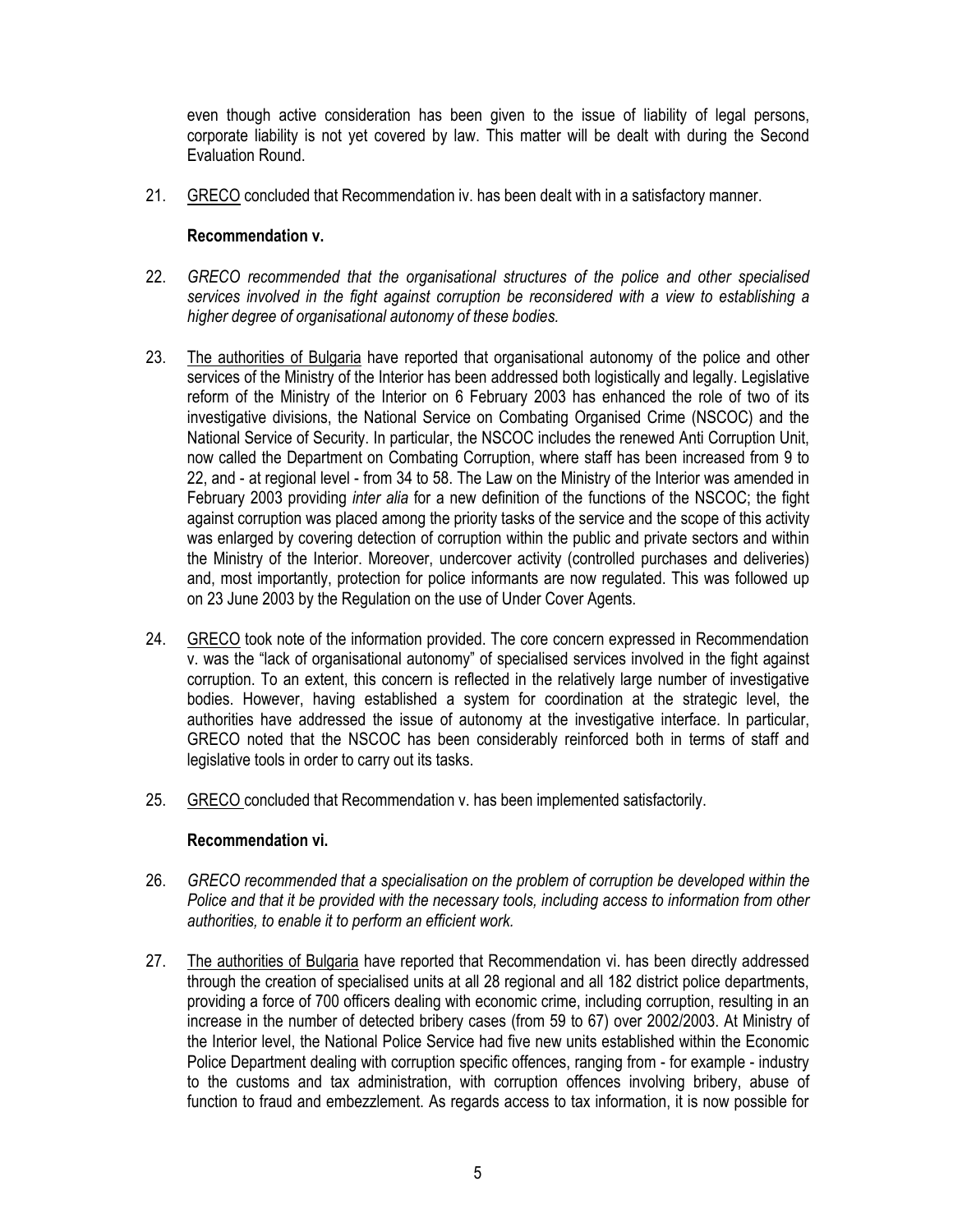even though active consideration has been given to the issue of liability of legal persons, corporate liability is not yet covered by law. This matter will be dealt with during the Second Evaluation Round.

21. GRECO concluded that Recommendation iv. has been dealt with in a satisfactory manner.

**Recommendation v.**

22. *GRECO recommended that the organisational structures of the police and other specialised services involved in the fight against corruption be reconsidered with a view to establishing a higher degree of organisational autonomy of these bodies.*

23. The authorities of Bulgaria have reported that organisational autonomy of the police and other services of the Ministry of the Interior has been addressed both logistically and legally. Legislative reform of the Ministry of the Interior on 6 February 2003 has enhanced the role of two of its investigative divisions, the National Service on Combating Organised Crime (NSCOC) and the National Service of Security. In particular, the NSCOC includes the renewed Anti Corruption Unit, now called the Department on Combating Corruption, where staff has been increased from 9 to 22, and - at regional level - from 34 to 58. The Law on the Ministry of the Interior was amended in February 2003 providing *inter alia* for a new definition of the functions of the NSCOC; the fight against corruption was placed among the priority tasks of the service and the scope of this activity was enlarged by covering detection of corruption within the public and private sectors and within the Ministry of the Interior. Moreover, undercover activity (controlled purchases and deliveries) and, most importantly, protection for police informants are now regulated. This was followed up on 23 June 2003 by the Regulation on the use of Under Cover Agents.

24. GRECO took note of the information provided. The core concern expressed in Recommendation v. was the "lack of organisational autonomy" of specialised services involved in the fight against corruption. To an extent, this concern is reflected in the relatively large number of investigative bodies. However, having established a system for coordination at the strategic level, the authorities have addressed the issue of autonomy at the investigative interface. In particular, GRECO noted that the NSCOC has been considerably reinforced both in terms of staff and legislative tools in order to carry out its tasks.

25. GRECO concluded that Recommendation v. has been implemented satisfactorily.

**Recommendation vi.**

26. *GRECO recommended that a specialisation on the problem of corruption be developed within the Police and that it be provided with the necessary tools, including access to information from other authorities, to enable it to perform an efficient work.*

27. The authorities of Bulgaria have reported that Recommendation vi. has been directly addressed through the creation of specialised units at all 28 regional and all 182 district police departments, providing a force of 700 officers dealing with economic crime, including corruption, resulting in an increase in the number of detected bribery cases (from 59 to 67) over 2002/2003. At Ministry of the Interior level, the National Police Service had five new units established within the Economic Police Department dealing with corruption specific offences, ranging from - for example - industry to the customs and tax administration, with corruption offences involving bribery, abuse of function to fraud and embezzlement. As regards access to tax information, it is now possible for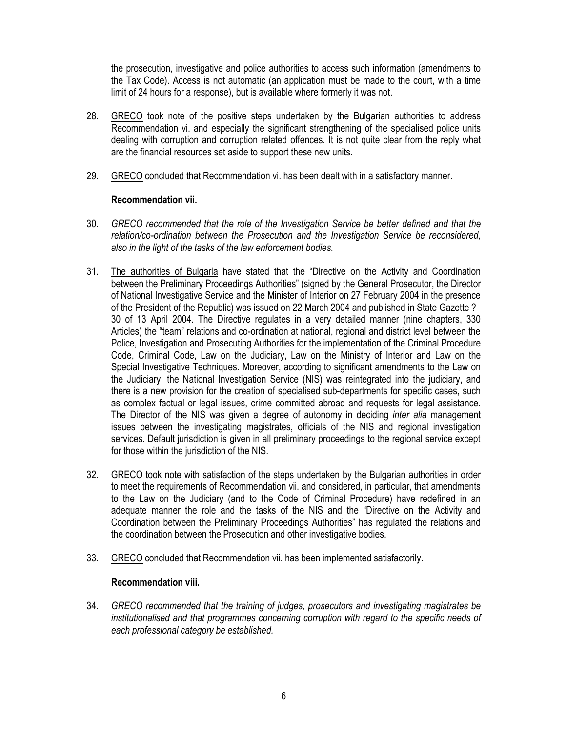the prosecution, investigative and police authorities to access such information (amendments to the Tax Code). Access is not automatic (an application must be made to the court, with a time limit of 24 hours for a response), but is available where formerly it was not.

28. GRECO took note of the positive steps undertaken by the Bulgarian authorities to address Recommendation vi. and especially the significant strengthening of the specialised police units dealing with corruption and corruption related offences. It is not quite clear from the reply what are the financial resources set aside to support these new units.

29. GRECO concluded that Recommendation vi. has been dealt with in a satisfactory manner.

**Recommendation vii.**

30. *GRECO recommended that the role of the Investigation Service be better defined and that the relation/co-ordination between the Prosecution and the Investigation Service be reconsidered, also in the light of the tasks of the law enforcement bodies.*

31. The authorities of Bulgaria have stated that the "Directive on the Activity and Coordination between the Preliminary Proceedings Authorities" (signed by the General Prosecutor, the Director of National Investigative Service and the Minister of Interior on 27 February 2004 in the presence of the President of the Republic) was issued on 22 March 2004 and published in State Gazette ? 30 of 13 April 2004. The Directive regulates in a very detailed manner (nine chapters, 330 Articles) the "team" relations and co-ordination at national, regional and district level between the Police, Investigation and Prosecuting Authorities for the implementation of the Criminal Procedure Code, Criminal Code, Law on the Judiciary, Law on the Ministry of Interior and Law on the Special Investigative Techniques. Moreover, according to significant amendments to the Law on the Judiciary, the National Investigation Service (NIS) was reintegrated into the judiciary, and there is a new provision for the creation of specialised sub-departments for specific cases, such as complex factual or legal issues, crime committed abroad and requests for legal assistance. The Director of the NIS was given a degree of autonomy in deciding *inter alia* management issues between the investigating magistrates, officials of the NIS and regional investigation services. Default jurisdiction is given in all preliminary proceedings to the regional service except for those within the jurisdiction of the NIS.

32. GRECO took note with satisfaction of the steps undertaken by the Bulgarian authorities in order to meet the requirements of Recommendation vii. and considered, in particular, that amendments to the Law on the Judiciary (and to the Code of Criminal Procedure) have redefined in an adequate manner the role and the tasks of the NIS and the "Directive on the Activity and Coordination between the Preliminary Proceedings Authorities" has regulated the relations and the coordination between the Prosecution and other investigative bodies.

33. GRECO concluded that Recommendation vii. has been implemented satisfactorily.

**Recommendation viii.**

34. *GRECO recommended that the training of judges, prosecutors and investigating magistrates be institutionalised and that programmes concerning corruption with regard to the specific needs of each professional category be established.*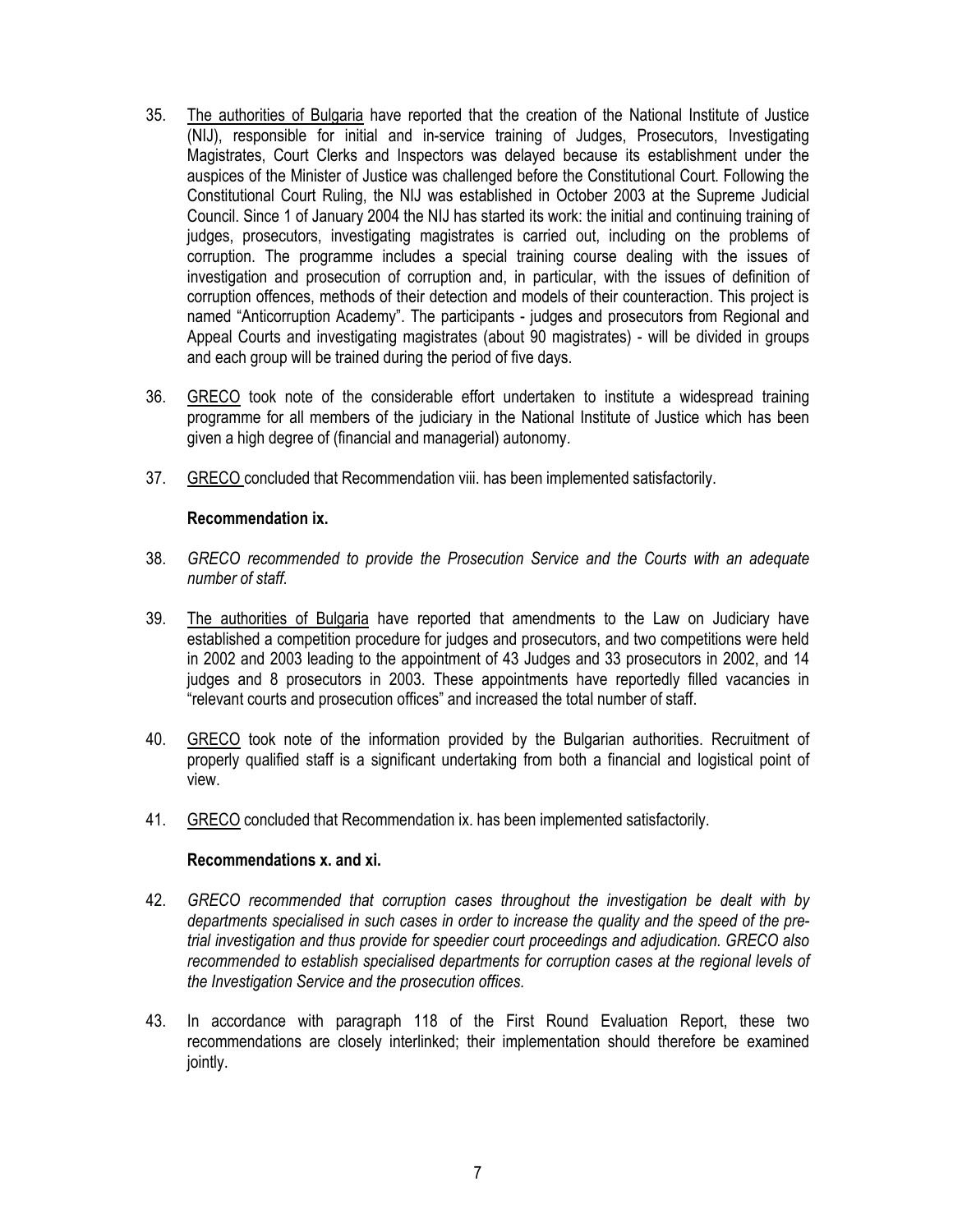35. The authorities of Bulgaria have reported that the creation of the National Institute of Justice (NIJ), responsible for initial and in-service training of Judges, Prosecutors, Investigating Magistrates, Court Clerks and Inspectors was delayed because its establishment under the auspices of the Minister of Justice was challenged before the Constitutional Court. Following the Constitutional Court Ruling, the NIJ was established in October 2003 at the Supreme Judicial Council. Since 1 of January 2004 the NIJ has started its work: the initial and continuing training of judges, prosecutors, investigating magistrates is carried out, including on the problems of corruption. The programme includes a special training course dealing with the issues of investigation and prosecution of corruption and, in particular, with the issues of definition of corruption offences, methods of their detection and models of their counteraction. This project is named "Anticorruption Academy". The participants - judges and prosecutors from Regional and Appeal Courts and investigating magistrates (about 90 magistrates) - will be divided in groups and each group will be trained during the period of five days.

36. GRECO took note of the considerable effort undertaken to institute a widespread training programme for all members of the judiciary in the National Institute of Justice which has been given a high degree of (financial and managerial) autonomy.

37. GRECO concluded that Recommendation viii. has been implemented satisfactorily.

**Recommendation ix.**

38. *GRECO recommended to provide the Prosecution Service and the Courts with an adequate number of staff.*

39. The authorities of Bulgaria have reported that amendments to the Law on Judiciary have established a competition procedure for judges and prosecutors, and two competitions were held in 2002 and 2003 leading to the appointment of 43 Judges and 33 prosecutors in 2002, and 14 judges and 8 prosecutors in 2003. These appointments have reportedly filled vacancies in "relevant courts and prosecution offices" and increased the total number of staff.

40. GRECO took note of the information provided by the Bulgarian authorities. Recruitment of properly qualified staff is a significant undertaking from both a financial and logistical point of view.

41. GRECO concluded that Recommendation ix. has been implemented satisfactorily.

**Recommendations x. and xi.**

42. *GRECO recommended that corruption cases throughout the investigation be dealt with by departments specialised in such cases in order to increase the quality and the speed of the pre-trial investigation and thus provide for speedier court proceedings and adjudication. GRECO also recommended to establish specialised departments for corruption cases at the regional levels of the Investigation Service and the prosecution offices.*

43. In accordance with paragraph 118 of the First Round Evaluation Report, these two recommendations are closely interlinked; their implementation should therefore be examined jointly.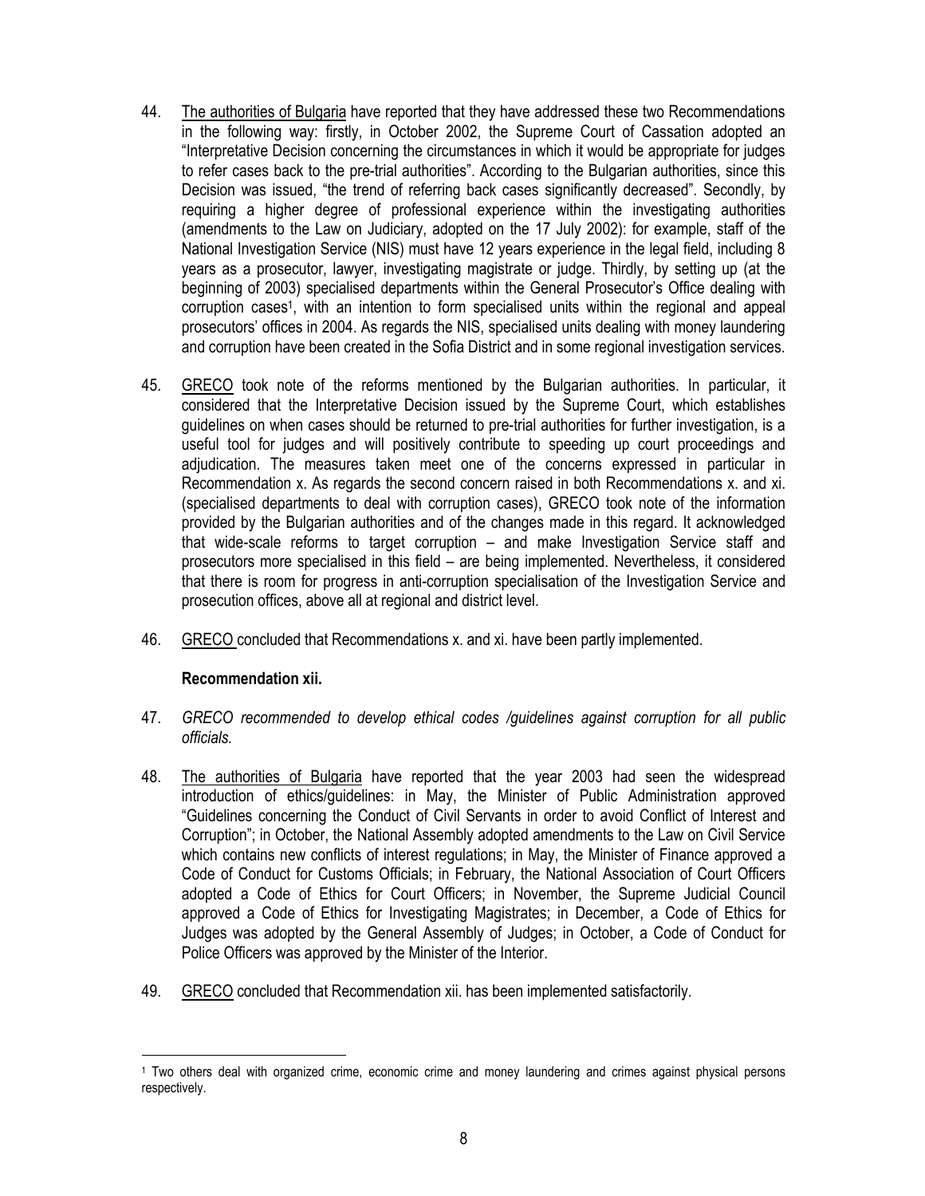44. The authorities of Bulgaria have reported that they have addressed these two Recommendations in the following way: firstly, in October 2002, the Supreme Court of Cassation adopted an "Interpretative Decision concerning the circumstances in which it would be appropriate for judges to refer cases back to the pre-trial authorities". According to the Bulgarian authorities, since this Decision was issued, "the trend of referring back cases significantly decreased". Secondly, by requiring a higher degree of professional experience within the investigating authorities (amendments to the Law on Judiciary, adopted on the 17 July 2002): for example, staff of the National Investigation Service (NIS) must have 12 years experience in the legal field, including 8 years as a prosecutor, lawyer, investigating magistrate or judge. Thirdly, by setting up (at the beginning of 2003) specialised departments within the General Prosecutor's Office dealing with corruption cases[1], with an intention to form specialised units within the regional and appeal prosecutors' offices in 2004. As regards the NIS, specialised units dealing with money laundering and corruption have been created in the Sofia District and in some regional investigation services.

45. GRECO took note of the reforms mentioned by the Bulgarian authorities. In particular, it considered that the Interpretative Decision issued by the Supreme Court, which establishes guidelines on when cases should be returned to pre-trial authorities for further investigation, is a useful tool for judges and will positively contribute to speeding up court proceedings and adjudication. The measures taken meet one of the concerns expressed in particular in Recommendation x. As regards the second concern raised in both Recommendations x. and xi. (specialised departments to deal with corruption cases), GRECO took note of the information provided by the Bulgarian authorities and of the changes made in this regard. It acknowledged that wide-scale reforms to target corruption – and make Investigation Service staff and prosecutors more specialised in this field – are being implemented. Nevertheless, it considered that there is room for progress in anti-corruption specialisation of the Investigation Service and prosecution offices, above all at regional and district level.

46. GRECO concluded that Recommendations x. and xi. have been partly implemented.

**Recommendation xii.**

47. *GRECO recommended to develop ethical codes /guidelines against corruption for all public officials.*

48. The authorities of Bulgaria have reported that the year 2003 had seen the widespread introduction of ethics/guidelines: in May, the Minister of Public Administration approved "Guidelines concerning the Conduct of Civil Servants in order to avoid Conflict of Interest and Corruption"; in October, the National Assembly adopted amendments to the Law on Civil Service which contains new conflicts of interest regulations; in May, the Minister of Finance approved a Code of Conduct for Customs Officials; in February, the National Association of Court Officers adopted a Code of Ethics for Court Officers; in November, the Supreme Judicial Council approved a Code of Ethics for Investigating Magistrates; in December, a Code of Ethics for Judges was adopted by the General Assembly of Judges; in October, a Code of Conduct for Police Officers was approved by the Minister of the Interior.

49. GRECO concluded that Recommendation xii. has been implemented satisfactorily.

[1] Two others deal with organized crime, economic crime and money laundering and crimes against physical persons respectively.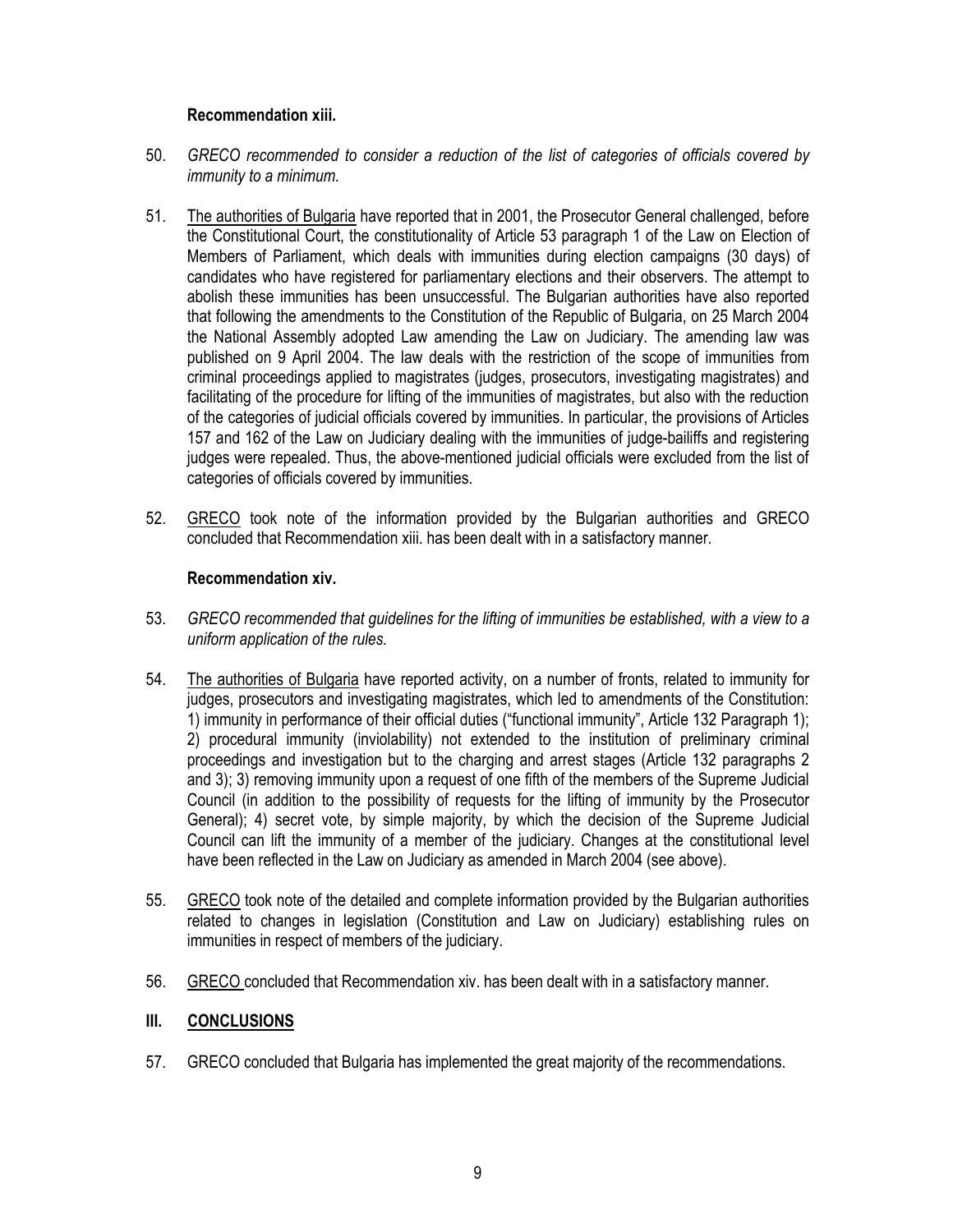**Recommendation xiii.**

50. *GRECO recommended to consider a reduction of the list of categories of officials covered by immunity to a minimum.*

51. The authorities of Bulgaria have reported that in 2001, the Prosecutor General challenged, before the Constitutional Court, the constitutionality of Article 53 paragraph 1 of the Law on Election of Members of Parliament, which deals with immunities during election campaigns (30 days) of candidates who have registered for parliamentary elections and their observers. The attempt to abolish these immunities has been unsuccessful. The Bulgarian authorities have also reported that following the amendments to the Constitution of the Republic of Bulgaria, on 25 March 2004 the National Assembly adopted Law amending the Law on Judiciary. The amending law was published on 9 April 2004. The law deals with the restriction of the scope of immunities from criminal proceedings applied to magistrates (judges, prosecutors, investigating magistrates) and facilitating of the procedure for lifting of the immunities of magistrates, but also with the reduction of the categories of judicial officials covered by immunities. In particular, the provisions of Articles 157 and 162 of the Law on Judiciary dealing with the immunities of judge-bailiffs and registering judges were repealed. Thus, the above-mentioned judicial officials were excluded from the list of categories of officials covered by immunities.

52. GRECO took note of the information provided by the Bulgarian authorities and GRECO concluded that Recommendation xiii. has been dealt with in a satisfactory manner.

**Recommendation xiv.**

53. *GRECO recommended that guidelines for the lifting of immunities be established, with a view to a uniform application of the rules.*

54. The authorities of Bulgaria have reported activity, on a number of fronts, related to immunity for judges, prosecutors and investigating magistrates, which led to amendments of the Constitution: 1) immunity in performance of their official duties ("functional immunity", Article 132 Paragraph 1); 2) procedural immunity (inviolability) not extended to the institution of preliminary criminal proceedings and investigation but to the charging and arrest stages (Article 132 paragraphs 2 and 3); 3) removing immunity upon a request of one fifth of the members of the Supreme Judicial Council (in addition to the possibility of requests for the lifting of immunity by the Prosecutor General); 4) secret vote, by simple majority, by which the decision of the Supreme Judicial Council can lift the immunity of a member of the judiciary. Changes at the constitutional level have been reflected in the Law on Judiciary as amended in March 2004 (see above).

55. GRECO took note of the detailed and complete information provided by the Bulgarian authorities related to changes in legislation (Constitution and Law on Judiciary) establishing rules on immunities in respect of members of the judiciary.

56. GRECO concluded that Recommendation xiv. has been dealt with in a satisfactory manner.

## III. CONCLUSIONS

57. GRECO concluded that Bulgaria has implemented the great majority of the recommendations.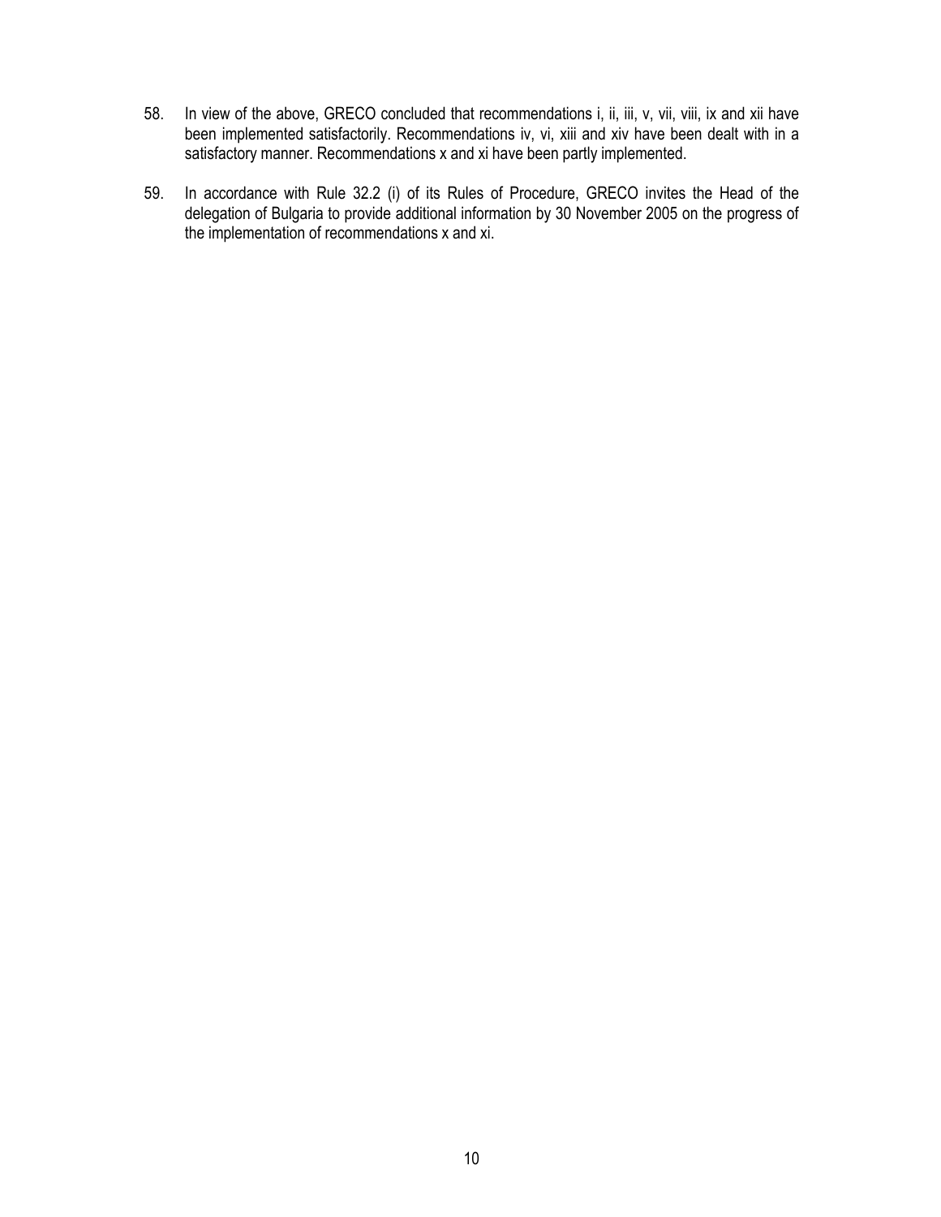58. In view of the above, GRECO concluded that recommendations i, ii, iii, v, vii, viii, ix and xii have been implemented satisfactorily. Recommendations iv, vi, xiii and xiv have been dealt with in a satisfactory manner. Recommendations x and xi have been partly implemented.

59. In accordance with Rule 32.2 (i) of its Rules of Procedure, GRECO invites the Head of the delegation of Bulgaria to provide additional information by 30 November 2005 on the progress of the implementation of recommendations x and xi.